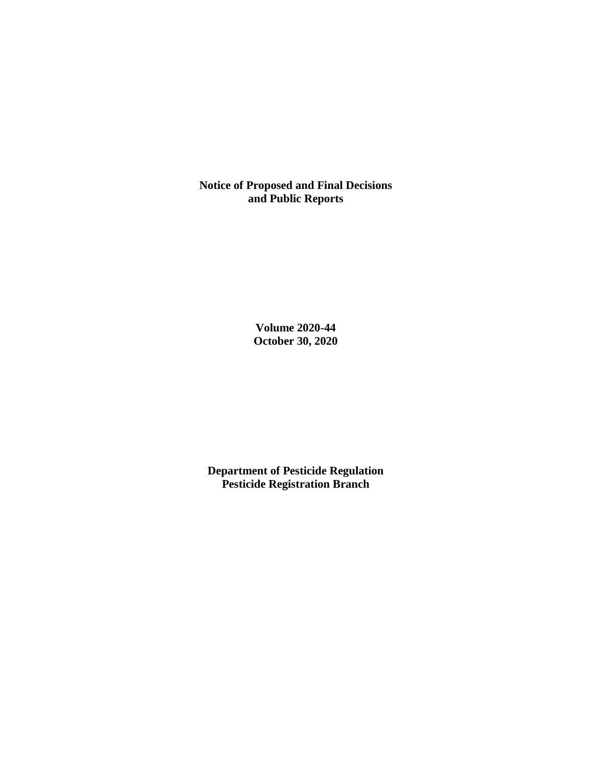# Notice of Proposed and Final Decisions and Public Reports

**Volume 2020-44**
**October 30, 2020**

**Department of Pesticide Regulation**
**Pesticide Registration Branch**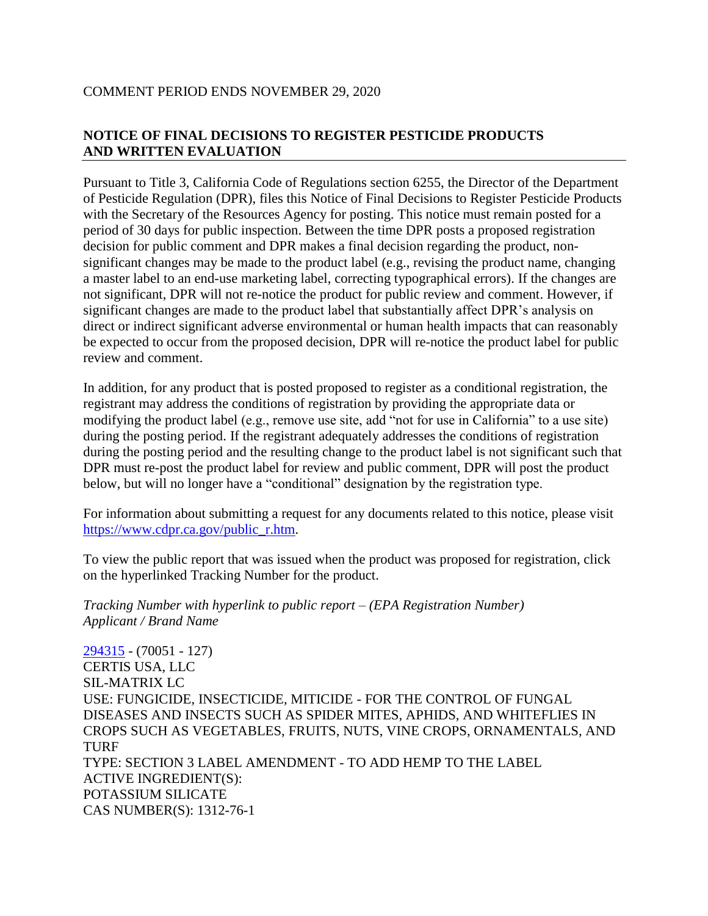COMMENT PERIOD ENDS NOVEMBER 29, 2020

## NOTICE OF FINAL DECISIONS TO REGISTER PESTICIDE PRODUCTS AND WRITTEN EVALUATION

Pursuant to Title 3, California Code of Regulations section 6255, the Director of the Department of Pesticide Regulation (DPR), files this Notice of Final Decisions to Register Pesticide Products with the Secretary of the Resources Agency for posting. This notice must remain posted for a period of 30 days for public inspection. Between the time DPR posts a proposed registration decision for public comment and DPR makes a final decision regarding the product, non-significant changes may be made to the product label (e.g., revising the product name, changing a master label to an end-use marketing label, correcting typographical errors). If the changes are not significant, DPR will not re-notice the product for public review and comment. However, if significant changes are made to the product label that substantially affect DPR's analysis on direct or indirect significant adverse environmental or human health impacts that can reasonably be expected to occur from the proposed decision, DPR will re-notice the product label for public review and comment.

In addition, for any product that is posted proposed to register as a conditional registration, the registrant may address the conditions of registration by providing the appropriate data or modifying the product label (e.g., remove use site, add "not for use in California" to a use site) during the posting period. If the registrant adequately addresses the conditions of registration during the posting period and the resulting change to the product label is not significant such that DPR must re-post the product label for review and public comment, DPR will post the product below, but will no longer have a "conditional" designation by the registration type.

For information about submitting a request for any documents related to this notice, please visit https://www.cdpr.ca.gov/public_r.htm.

To view the public report that was issued when the product was proposed for registration, click on the hyperlinked Tracking Number for the product.

*Tracking Number with hyperlink to public report – (EPA Registration Number)*
*Applicant / Brand Name*

294315 - (70051 - 127)
CERTIS USA, LLC
SIL-MATRIX LC
USE: FUNGICIDE, INSECTICIDE, MITICIDE - FOR THE CONTROL OF FUNGAL DISEASES AND INSECTS SUCH AS SPIDER MITES, APHIDS, AND WHITEFLIES IN CROPS SUCH AS VEGETABLES, FRUITS, NUTS, VINE CROPS, ORNAMENTALS, AND TURF
TYPE: SECTION 3 LABEL AMENDMENT - TO ADD HEMP TO THE LABEL
ACTIVE INGREDIENT(S):
POTASSIUM SILICATE
CAS NUMBER(S): 1312-76-1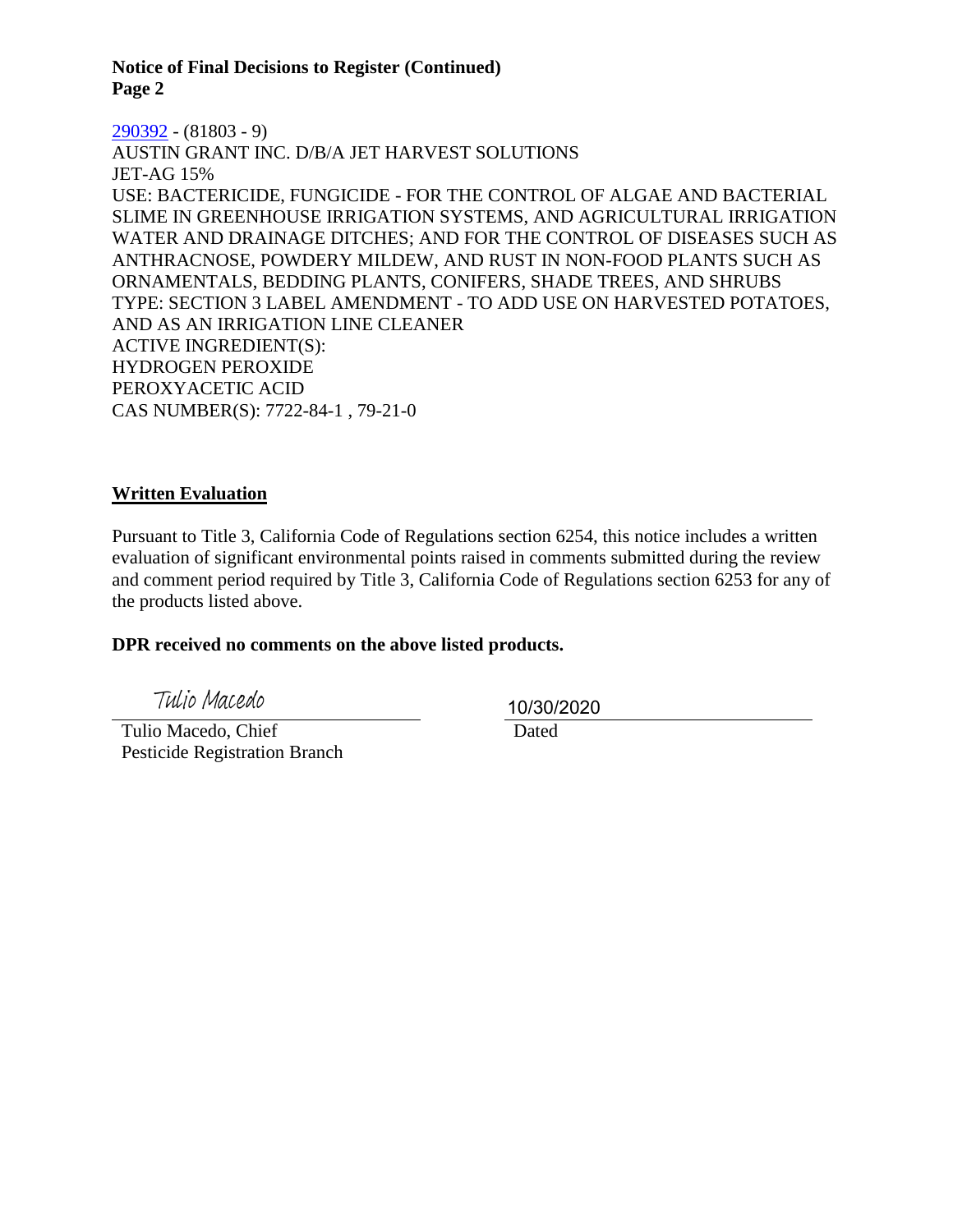**Notice of Final Decisions to Register (Continued)**
**Page 2**

290392 - (81803 - 9)
AUSTIN GRANT INC. D/B/A JET HARVEST SOLUTIONS
JET-AG 15%
USE: BACTERICIDE, FUNGICIDE - FOR THE CONTROL OF ALGAE AND BACTERIAL SLIME IN GREENHOUSE IRRIGATION SYSTEMS, AND AGRICULTURAL IRRIGATION WATER AND DRAINAGE DITCHES; AND FOR THE CONTROL OF DISEASES SUCH AS ANTHRACNOSE, POWDERY MILDEW, AND RUST IN NON-FOOD PLANTS SUCH AS ORNAMENTALS, BEDDING PLANTS, CONIFERS, SHADE TREES, AND SHRUBS
TYPE: SECTION 3 LABEL AMENDMENT - TO ADD USE ON HARVESTED POTATOES, AND AS AN IRRIGATION LINE CLEANER
ACTIVE INGREDIENT(S):
HYDROGEN PEROXIDE
PEROXYACETIC ACID
CAS NUMBER(S): 7722-84-1 , 79-21-0

## Written Evaluation

Pursuant to Title 3, California Code of Regulations section 6254, this notice includes a written evaluation of significant environmental points raised in comments submitted during the review and comment period required by Title 3, California Code of Regulations section 6253 for any of the products listed above.

**DPR received no comments on the above listed products.**

Tulio Macedo
Tulio Macedo, Chief
Pesticide Registration Branch

10/30/2020
Dated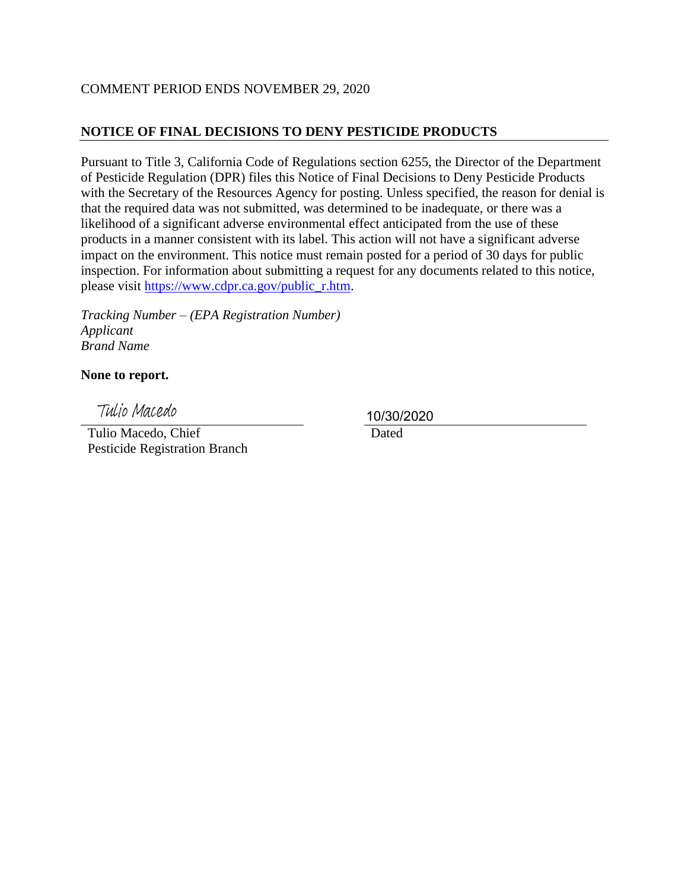COMMENT PERIOD ENDS NOVEMBER 29, 2020

## NOTICE OF FINAL DECISIONS TO DENY PESTICIDE PRODUCTS

Pursuant to Title 3, California Code of Regulations section 6255, the Director of the Department of Pesticide Regulation (DPR) files this Notice of Final Decisions to Deny Pesticide Products with the Secretary of the Resources Agency for posting. Unless specified, the reason for denial is that the required data was not submitted, was determined to be inadequate, or there was a likelihood of a significant adverse environmental effect anticipated from the use of these products in a manner consistent with its label. This action will not have a significant adverse impact on the environment. This notice must remain posted for a period of 30 days for public inspection. For information about submitting a request for any documents related to this notice, please visit [https://www.cdpr.ca.gov/public_r.htm](https://www.cdpr.ca.gov/public_r.htm).

*Tracking Number – (EPA Registration Number)*
*Applicant*
*Brand Name*

**None to report.**

Tulio Macedo
Tulio Macedo, Chief
Pesticide Registration Branch

10/30/2020
Dated